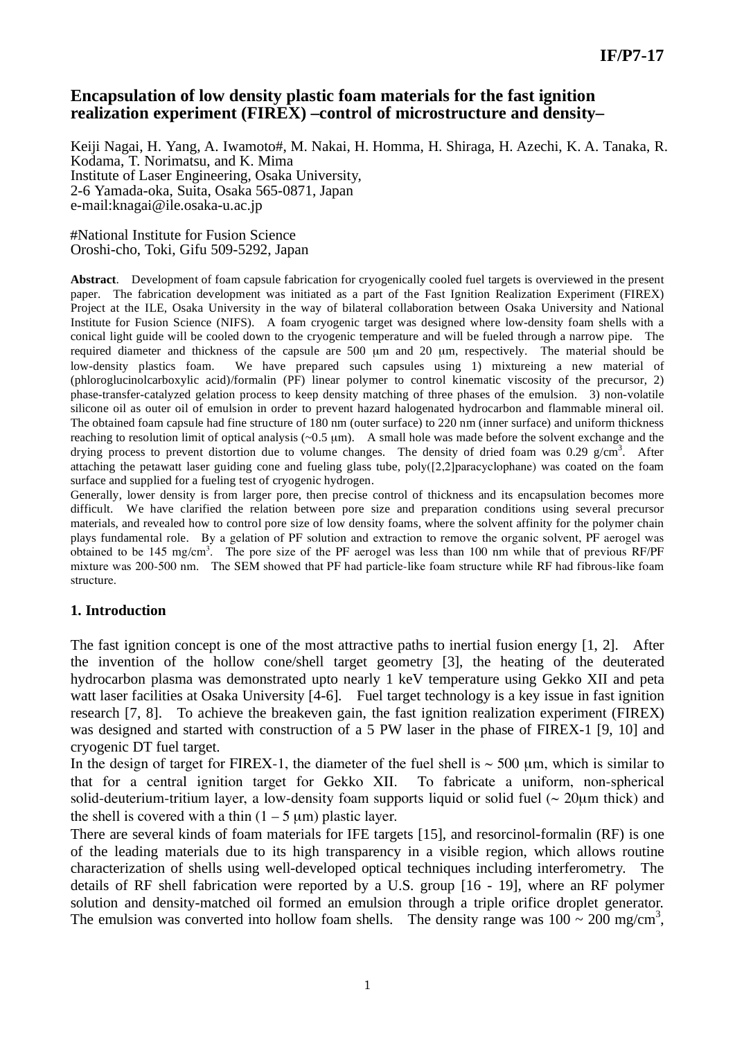# Encapsulation of low density plastic foam materials for the fast ignition realization experiment (FIREX) –control of microstructure and density–

Keiji Nagai, H. Yang, A. Iwamoto#, M. Nakai, H. Homma, H. Shiraga, H. Azechi, K. A. Tanaka, R. Kodama, T. Norimatsu, and K. Mima
Institute of Laser Engineering, Osaka University,
2-6 Yamada-oka, Suita, Osaka 565-0871, Japan
e-mail:knagai@ile.osaka-u.ac.jp

#National Institute for Fusion Science
Oroshi-cho, Toki, Gifu 509-5292, Japan

**Abstract**. Development of foam capsule fabrication for cryogenically cooled fuel targets is overviewed in the present paper. The fabrication development was initiated as a part of the Fast Ignition Realization Experiment (FIREX) Project at the ILE, Osaka University in the way of bilateral collaboration between Osaka University and National Institute for Fusion Science (NIFS). A foam cryogenic target was designed where low-density foam shells with a conical light guide will be cooled down to the cryogenic temperature and will be fueled through a narrow pipe. The required diameter and thickness of the capsule are 500 μm and 20 μm, respectively. The material should be low-density plastics foam. We have prepared such capsules using 1) mixtureing a new material of (phloroglucinolcarboxylic acid)/formalin (PF) linear polymer to control kinematic viscosity of the precursor, 2) phase-transfer-catalyzed gelation process to keep density matching of three phases of the emulsion. 3) non-volatile silicone oil as outer oil of emulsion in order to prevent hazard halogenated hydrocarbon and flammable mineral oil. The obtained foam capsule had fine structure of 180 nm (outer surface) to 220 nm (inner surface) and uniform thickness reaching to resolution limit of optical analysis (~0.5 μm). A small hole was made before the solvent exchange and the drying process to prevent distortion due to volume changes. The density of dried foam was 0.29 g/cm$^3$. After attaching the petawatt laser guiding cone and fueling glass tube, poly([2,2]paracyclophane) was coated on the foam surface and supplied for a fueling test of cryogenic hydrogen.

Generally, lower density is from larger pore, then precise control of thickness and its encapsulation becomes more difficult. We have clarified the relation between pore size and preparation conditions using several precursor materials, and revealed how to control pore size of low density foams, where the solvent affinity for the polymer chain plays fundamental role. By a gelation of PF solution and extraction to remove the organic solvent, PF aerogel was obtained to be 145 mg/cm$^3$. The pore size of the PF aerogel was less than 100 nm while that of previous RF/PF mixture was 200-500 nm. The SEM showed that PF had particle-like foam structure while RF had fibrous-like foam structure.

## 1. Introduction

The fast ignition concept is one of the most attractive paths to inertial fusion energy [1, 2]. After the invention of the hollow cone/shell target geometry [3], the heating of the deuterated hydrocarbon plasma was demonstrated upto nearly 1 keV temperature using Gekko XII and peta watt laser facilities at Osaka University [4-6]. Fuel target technology is a key issue in fast ignition research [7, 8]. To achieve the breakeven gain, the fast ignition realization experiment (FIREX) was designed and started with construction of a 5 PW laser in the phase of FIREX-1 [9, 10] and cryogenic DT fuel target.

In the design of target for FIREX-1, the diameter of the fuel shell is ~ 500 μm, which is similar to that for a central ignition target for Gekko XII. To fabricate a uniform, non-spherical solid-deuterium-tritium layer, a low-density foam supports liquid or solid fuel (~ 20μm thick) and the shell is covered with a thin (1 – 5 μm) plastic layer.

There are several kinds of foam materials for IFE targets [15], and resorcinol-formalin (RF) is one of the leading materials due to its high transparency in a visible region, which allows routine characterization of shells using well-developed optical techniques including interferometry. The details of RF shell fabrication were reported by a U.S. group [16 - 19], where an RF polymer solution and density-matched oil formed an emulsion through a triple orifice droplet generator. The emulsion was converted into hollow foam shells. The density range was 100 ~ 200 mg/cm$^3$,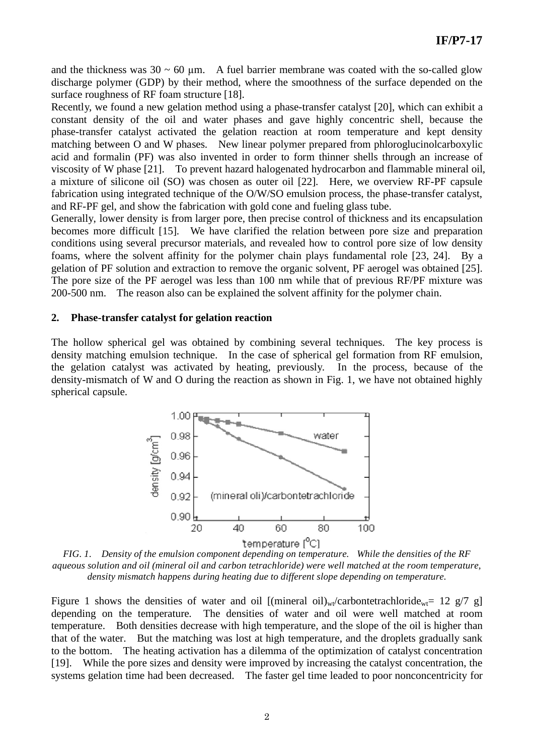and the thickness was 30 ~ 60 μm. A fuel barrier membrane was coated with the so-called glow discharge polymer (GDP) by their method, where the smoothness of the surface depended on the surface roughness of RF foam structure [18].

Recently, we found a new gelation method using a phase-transfer catalyst [20], which can exhibit a constant density of the oil and water phases and gave highly concentric shell, because the phase-transfer catalyst activated the gelation reaction at room temperature and kept density matching between O and W phases. New linear polymer prepared from phloroglucinolcarboxylic acid and formalin (PF) was also invented in order to form thinner shells through an increase of viscosity of W phase [21]. To prevent hazard halogenated hydrocarbon and flammable mineral oil, a mixture of silicone oil (SO) was chosen as outer oil [22]. Here, we overview RF-PF capsule fabrication using integrated technique of the O/W/SO emulsion process, the phase-transfer catalyst, and RF-PF gel, and show the fabrication with gold cone and fueling glass tube.

Generally, lower density is from larger pore, then precise control of thickness and its encapsulation becomes more difficult [15]. We have clarified the relation between pore size and preparation conditions using several precursor materials, and revealed how to control pore size of low density foams, where the solvent affinity for the polymer chain plays fundamental role [23, 24]. By a gelation of PF solution and extraction to remove the organic solvent, PF aerogel was obtained [25]. The pore size of the PF aerogel was less than 100 nm while that of previous RF/PF mixture was 200-500 nm. The reason also can be explained the solvent affinity for the polymer chain.

## 2. Phase-transfer catalyst for gelation reaction

The hollow spherical gel was obtained by combining several techniques. The key process is density matching emulsion technique. In the case of spherical gel formation from RF emulsion, the gelation catalyst was activated by heating, previously. In the process, because of the density-mismatch of W and O during the reaction as shown in Fig. 1, we have not obtained highly spherical capsule.

*FIG. 1. Density of the emulsion component depending on temperature. While the densities of the RF aqueous solution and oil (mineral oil and carbon tetrachloride) were well matched at the room temperature, density mismatch happens during heating due to different slope depending on temperature.*

Figure 1 shows the densities of water and oil [(mineral oil)$_{wt}$/carbontetrachloride$_{wt}$= 12 g/7 g] depending on the temperature. The densities of water and oil were well matched at room temperature. Both densities decrease with high temperature, and the slope of the oil is higher than that of the water. But the matching was lost at high temperature, and the droplets gradually sank to the bottom. The heating activation has a dilemma of the optimization of catalyst concentration [19]. While the pore sizes and density were improved by increasing the catalyst concentration, the systems gelation time had been decreased. The faster gel time leaded to poor nonconcentricity for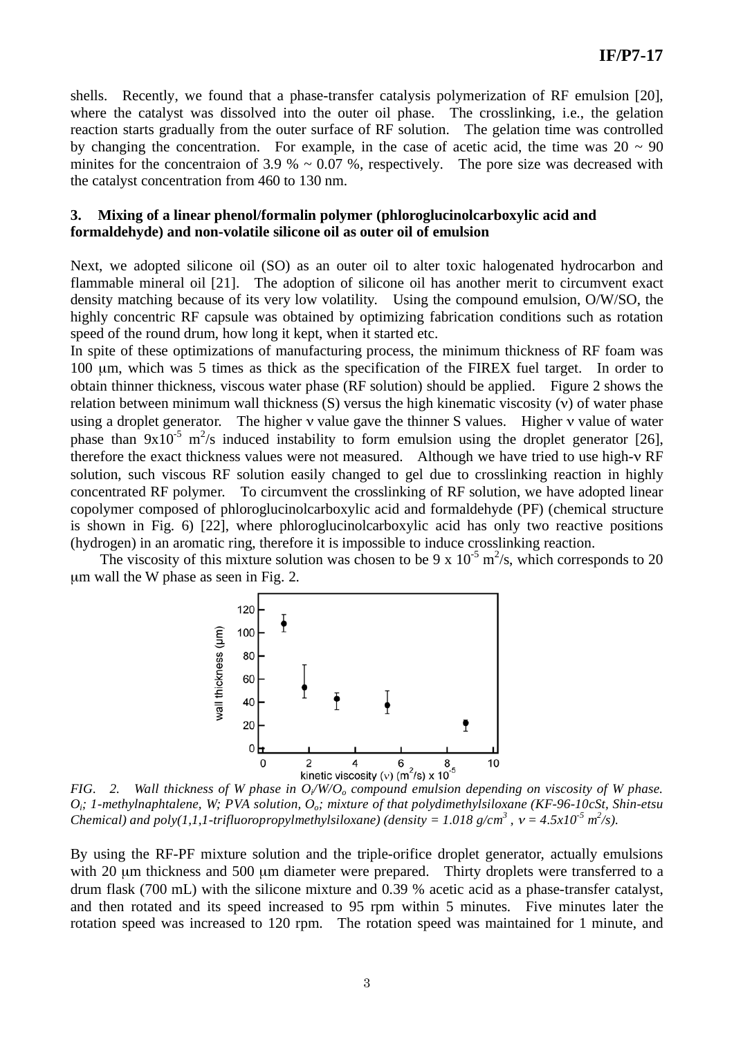shells. Recently, we found that a phase-transfer catalysis polymerization of RF emulsion [20], where the catalyst was dissolved into the outer oil phase. The crosslinking, i.e., the gelation reaction starts gradually from the outer surface of RF solution. The gelation time was controlled by changing the concentration. For example, in the case of acetic acid, the time was 20 ~ 90 minites for the concentraion of 3.9 % ~ 0.07 %, respectively. The pore size was decreased with the catalyst concentration from 460 to 130 nm.

### 3. Mixing of a linear phenol/formalin polymer (phloroglucinolcarboxylic acid and formaldehyde) and non-volatile silicone oil as outer oil of emulsion

Next, we adopted silicone oil (SO) as an outer oil to alter toxic halogenated hydrocarbon and flammable mineral oil [21]. The adoption of silicone oil has another merit to circumvent exact density matching because of its very low volatility. Using the compound emulsion, O/W/SO, the highly concentric RF capsule was obtained by optimizing fabrication conditions such as rotation speed of the round drum, how long it kept, when it started etc.

In spite of these optimizations of manufacturing process, the minimum thickness of RF foam was 100 μm, which was 5 times as thick as the specification of the FIREX fuel target. In order to obtain thinner thickness, viscous water phase (RF solution) should be applied. Figure 2 shows the relation between minimum wall thickness (S) versus the high kinematic viscosity ($\nu$) of water phase using a droplet generator. The higher $\nu$ value gave the thinner S values. Higher $\nu$ value of water phase than $9\text{x}10^{-5}$ $m^2/s$ induced instability to form emulsion using the droplet generator [26], therefore the exact thickness values were not measured. Although we have tried to use high-$\nu$ RF solution, such viscous RF solution easily changed to gel due to crosslinking reaction in highly concentrated RF polymer. To circumvent the crosslinking of RF solution, we have adopted linear copolymer composed of phloroglucinolcarboxylic acid and formaldehyde (PF) (chemical structure is shown in Fig. 6) [22], where phloroglucinolcarboxylic acid has only two reactive positions (hydrogen) in an aromatic ring, therefore it is impossible to induce crosslinking reaction.

The viscosity of this mixture solution was chosen to be 9 x $10^{-5}$ $m^2/s$, which corresponds to 20 μm wall the W phase as seen in Fig. 2.

*FIG. 2. Wall thickness of W phase in $O_i/W/O_o$ compound emulsion depending on viscosity of W phase. $O_i$; 1-methylnaphtalene, W; PVA solution, $O_o$; mixture of that polydimethylsiloxane (KF-96-10cSt, Shin-etsu Chemical) and poly(1,1,1-trifluoropropylmethylsiloxane) (density = 1.018 g/cm$^3$ , $\nu$ = 4.5x10$^{-5}$ m$^2$/s).*

By using the RF-PF mixture solution and the triple-orifice droplet generator, actually emulsions with 20 μm thickness and 500 μm diameter were prepared. Thirty droplets were transferred to a drum flask (700 mL) with the silicone mixture and 0.39 % acetic acid as a phase-transfer catalyst, and then rotated and its speed increased to 95 rpm within 5 minutes. Five minutes later the rotation speed was increased to 120 rpm. The rotation speed was maintained for 1 minute, and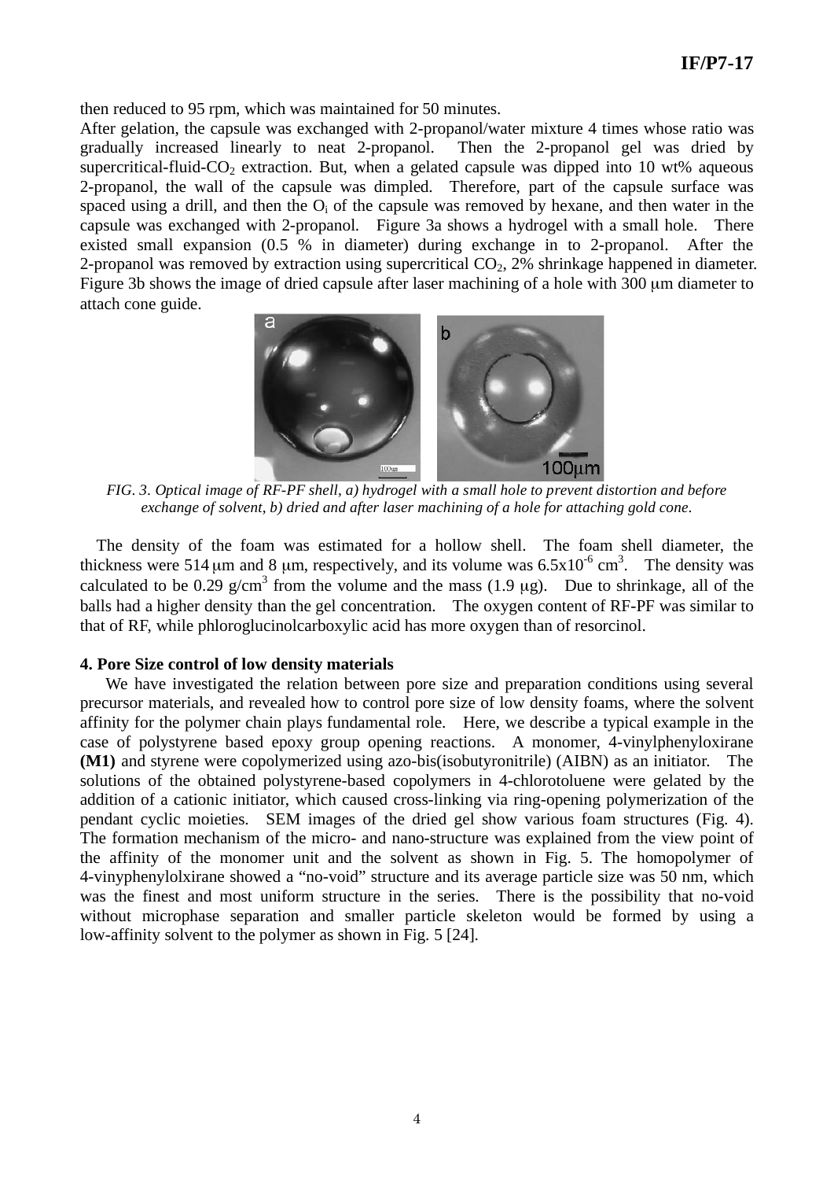then reduced to 95 rpm, which was maintained for 50 minutes.

After gelation, the capsule was exchanged with 2-propanol/water mixture 4 times whose ratio was gradually increased linearly to neat 2-propanol. Then the 2-propanol gel was dried by supercritical-fluid-$CO_2$ extraction. But, when a gelated capsule was dipped into 10 wt% aqueous 2-propanol, the wall of the capsule was dimpled. Therefore, part of the capsule surface was spaced using a drill, and then the $O_i$ of the capsule was removed by hexane, and then water in the capsule was exchanged with 2-propanol. Figure 3a shows a hydrogel with a small hole. There existed small expansion (0.5 % in diameter) during exchange in to 2-propanol. After the 2-propanol was removed by extraction using supercritical $CO_2$, 2% shrinkage happened in diameter. Figure 3b shows the image of dried capsule after laser machining of a hole with 300 μm diameter to attach cone guide.

*FIG. 3. Optical image of RF-PF shell, a) hydrogel with a small hole to prevent distortion and before exchange of solvent, b) dried and after laser machining of a hole for attaching gold cone.*

The density of the foam was estimated for a hollow shell. The foam shell diameter, the thickness were 514 μm and 8 μm, respectively, and its volume was $6.5\text{x}10^{-6}$ $cm^3$. The density was calculated to be 0.29 $g/cm^3$ from the volume and the mass (1.9 μg). Due to shrinkage, all of the balls had a higher density than the gel concentration. The oxygen content of RF-PF was similar to that of RF, while phloroglucinolcarboxylic acid has more oxygen than of resorcinol.

**4. Pore Size control of low density materials**

We have investigated the relation between pore size and preparation conditions using several precursor materials, and revealed how to control pore size of low density foams, where the solvent affinity for the polymer chain plays fundamental role. Here, we describe a typical example in the case of polystyrene based epoxy group opening reactions. A monomer, 4-vinylphenyloxirane **(M1)** and styrene were copolymerized using azo-bis(isobutyronitrile) (AIBN) as an initiator. The solutions of the obtained polystyrene-based copolymers in 4-chlorotoluene were gelated by the addition of a cationic initiator, which caused cross-linking via ring-opening polymerization of the pendant cyclic moieties. SEM images of the dried gel show various foam structures (Fig. 4). The formation mechanism of the micro- and nano-structure was explained from the view point of the affinity of the monomer unit and the solvent as shown in Fig. 5. The homopolymer of 4-vinyphenylolxirane showed a "no-void" structure and its average particle size was 50 nm, which was the finest and most uniform structure in the series. There is the possibility that no-void without microphase separation and smaller particle skeleton would be formed by using a low-affinity solvent to the polymer as shown in Fig. 5 [24].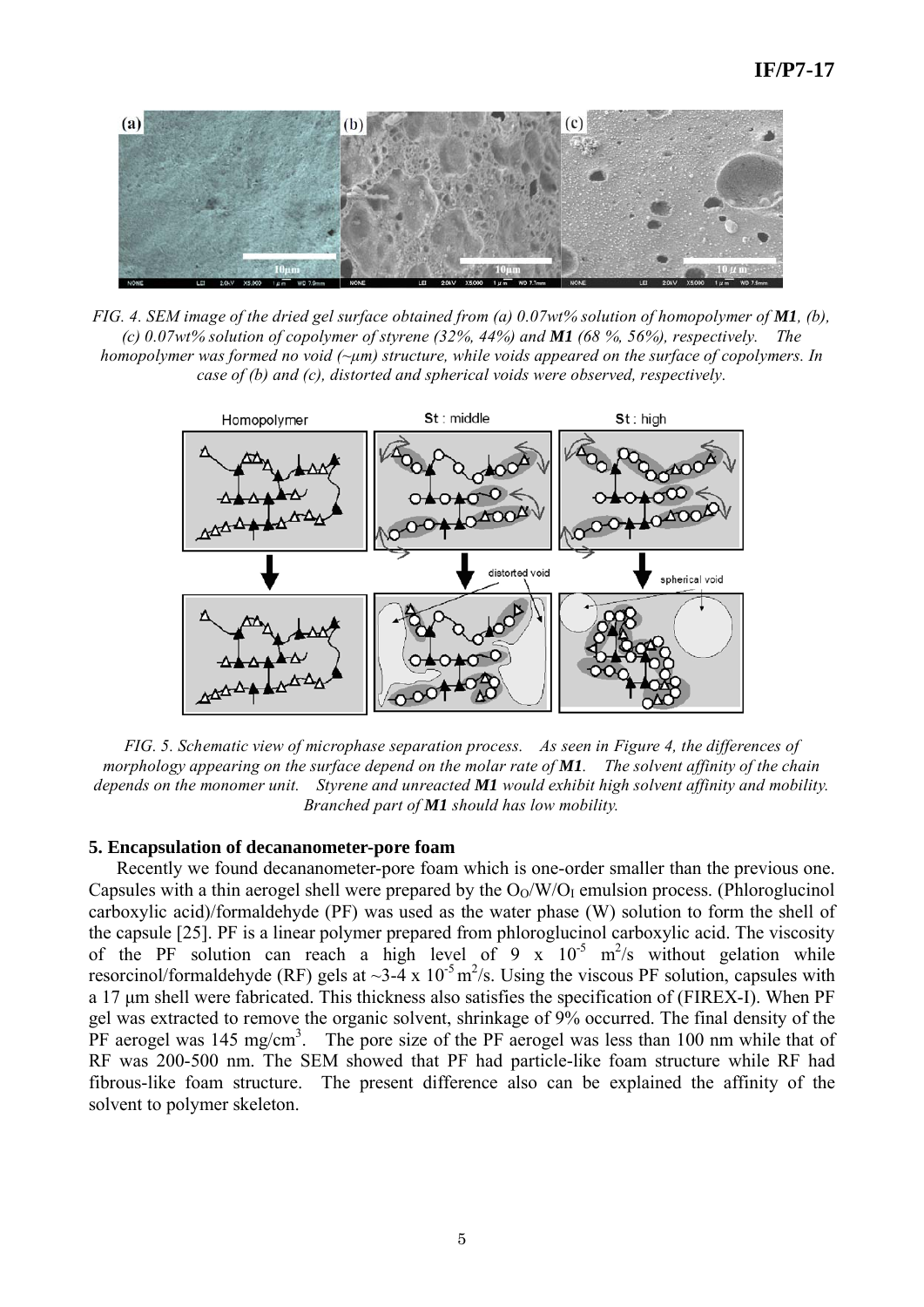*FIG. 4. SEM image of the dried gel surface obtained from (a) 0.07wt% solution of homopolymer of **M1**, (b), (c) 0.07wt% solution of copolymer of styrene (32%, 44%) and **M1** (68 %, 56%), respectively. The homopolymer was formed no void (~μm) structure, while voids appeared on the surface of copolymers. In case of (b) and (c), distorted and spherical voids were observed, respectively.*

*FIG. 5. Schematic view of microphase separation process. As seen in Figure 4, the differences of morphology appearing on the surface depend on the molar rate of **M1**. The solvent affinity of the chain depends on the monomer unit. Styrene and unreacted **M1** would exhibit high solvent affinity and mobility. Branched part of **M1** should has low mobility.*

## 5. Encapsulation of decananometer-pore foam

Recently we found decananometer-pore foam which is one-order smaller than the previous one. Capsules with a thin aerogel shell were prepared by the $O_O/W/O_I$ emulsion process. (Phloroglucinol carboxylic acid)/formaldehyde (PF) was used as the water phase (W) solution to form the shell of the capsule [25]. PF is a linear polymer prepared from phloroglucinol carboxylic acid. The viscosity of the PF solution can reach a high level of $9 \times 10^{-5}$ $m^2/s$ without gelation while resorcinol/formaldehyde (RF) gels at ~3-4 x $10^{-5}$ $m^2/s$. Using the viscous PF solution, capsules with a 17 μm shell were fabricated. This thickness also satisfies the specification of (FIREX-I). When PF gel was extracted to remove the organic solvent, shrinkage of 9% occurred. The final density of the PF aerogel was 145 $mg/cm^3$. The pore size of the PF aerogel was less than 100 nm while that of RF was 200-500 nm. The SEM showed that PF had particle-like foam structure while RF had fibrous-like foam structure. The present difference also can be explained the affinity of the solvent to polymer skeleton.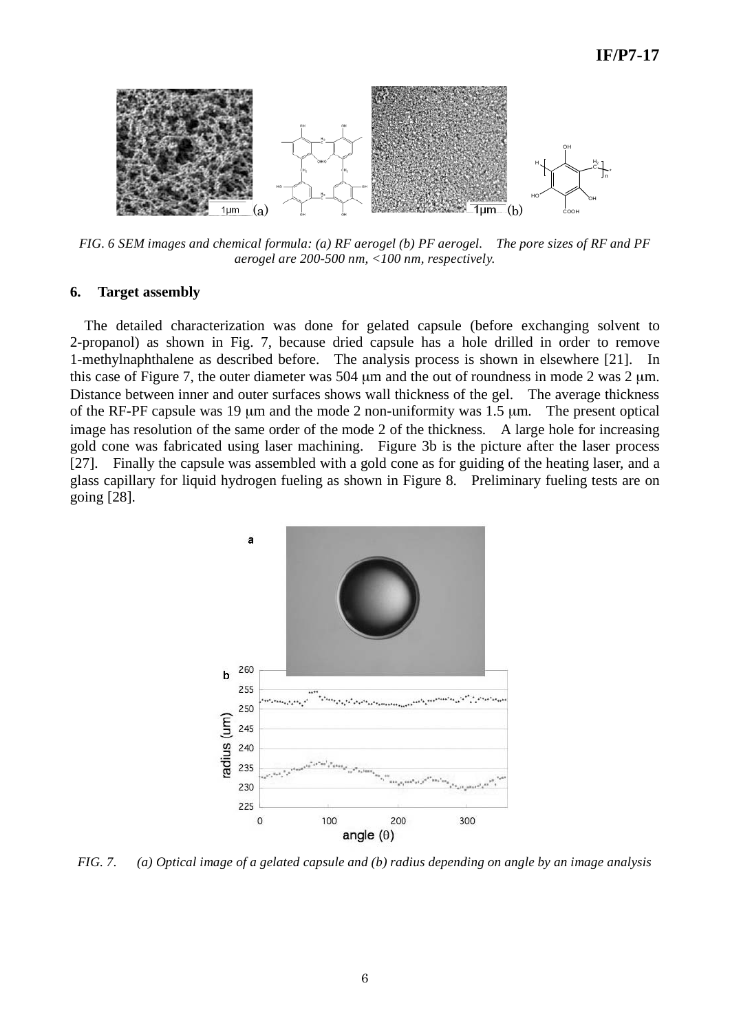*FIG. 6 SEM images and chemical formula: (a) RF aerogel (b) PF aerogel. The pore sizes of RF and PF aerogel are 200-500 nm, <100 nm, respectively.*

## 6. Target assembly

The detailed characterization was done for gelated capsule (before exchanging solvent to 2-propanol) as shown in Fig. 7, because dried capsule has a hole drilled in order to remove 1-methylnaphthalene as described before. The analysis process is shown in elsewhere [21]. In this case of Figure 7, the outer diameter was 504 μm and the out of roundness in mode 2 was 2 μm. Distance between inner and outer surfaces shows wall thickness of the gel. The average thickness of the RF-PF capsule was 19 μm and the mode 2 non-uniformity was 1.5 μm. The present optical image has resolution of the same order of the mode 2 of the thickness. A large hole for increasing gold cone was fabricated using laser machining. Figure 3b is the picture after the laser process [27]. Finally the capsule was assembled with a gold cone as for guiding of the heating laser, and a glass capillary for liquid hydrogen fueling as shown in Figure 8. Preliminary fueling tests are on going [28].

*FIG. 7. (a) Optical image of a gelated capsule and (b) radius depending on angle by an image analysis*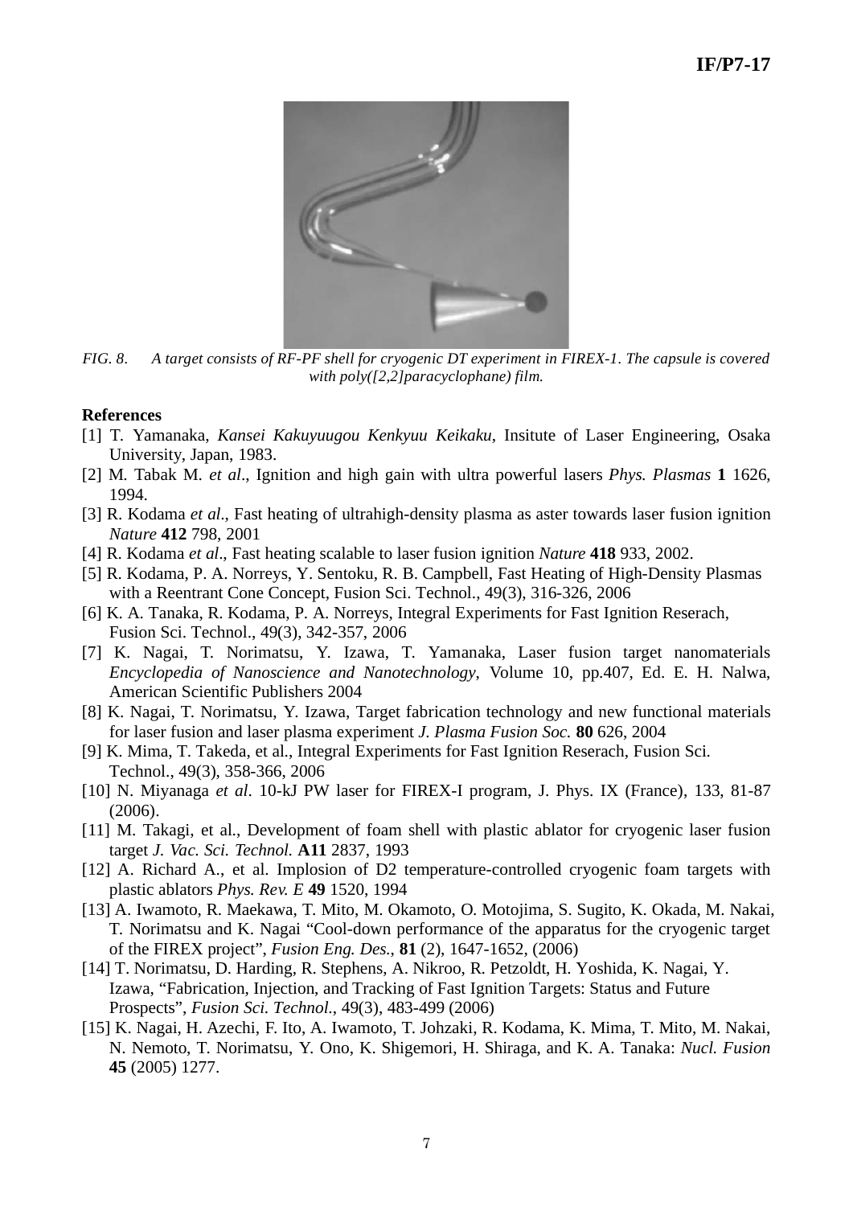*FIG. 8. A target consists of RF-PF shell for cryogenic DT experiment in FIREX-1. The capsule is covered with poly([2,2]paracyclophane) film.*

## References

[1] T. Yamanaka, *Kansei Kakuyuugou Kenkyuu Keikaku*, Insitute of Laser Engineering, Osaka University, Japan, 1983.

[2] M. Tabak M. *et al*., Ignition and high gain with ultra powerful lasers *Phys. Plasmas* **1** 1626, 1994.

[3] R. Kodama *et al*., Fast heating of ultrahigh-density plasma as aster towards laser fusion ignition *Nature* **412** 798, 2001

[4] R. Kodama *et al*., Fast heating scalable to laser fusion ignition *Nature* **418** 933, 2002.

[5] R. Kodama, P. A. Norreys, Y. Sentoku, R. B. Campbell, Fast Heating of High-Density Plasmas with a Reentrant Cone Concept, Fusion Sci. Technol., 49(3), 316-326, 2006

[6] K. A. Tanaka, R. Kodama, P. A. Norreys, Integral Experiments for Fast Ignition Reserach, Fusion Sci. Technol., 49(3), 342-357, 2006

[7] K. Nagai, T. Norimatsu, Y. Izawa, T. Yamanaka, Laser fusion target nanomaterials *Encyclopedia of Nanoscience and Nanotechnology*, Volume 10, pp.407, Ed. E. H. Nalwa, American Scientific Publishers 2004

[8] K. Nagai, T. Norimatsu, Y. Izawa, Target fabrication technology and new functional materials for laser fusion and laser plasma experiment *J. Plasma Fusion Soc.* **80** 626, 2004

[9] K. Mima, T. Takeda, et al., Integral Experiments for Fast Ignition Reserach, Fusion Sci. Technol., 49(3), 358-366, 2006

[10] N. Miyanaga *et al*. 10-kJ PW laser for FIREX-I program, J. Phys. IX (France), 133, 81-87 (2006).

[11] M. Takagi, et al., Development of foam shell with plastic ablator for cryogenic laser fusion target *J. Vac. Sci. Technol.* **A11** 2837, 1993

[12] A. Richard A., et al. Implosion of D2 temperature-controlled cryogenic foam targets with plastic ablators *Phys. Rev. E* **49** 1520, 1994

[13] A. Iwamoto, R. Maekawa, T. Mito, M. Okamoto, O. Motojima, S. Sugito, K. Okada, M. Nakai, T. Norimatsu and K. Nagai "Cool-down performance of the apparatus for the cryogenic target of the FIREX project", *Fusion Eng. Des.*, **81** (2), 1647-1652, (2006)

[14] T. Norimatsu, D. Harding, R. Stephens, A. Nikroo, R. Petzoldt, H. Yoshida, K. Nagai, Y. Izawa, "Fabrication, Injection, and Tracking of Fast Ignition Targets: Status and Future Prospects", *Fusion Sci. Technol.*, 49(3), 483-499 (2006)

[15] K. Nagai, H. Azechi, F. Ito, A. Iwamoto, T. Johzaki, R. Kodama, K. Mima, T. Mito, M. Nakai, N. Nemoto, T. Norimatsu, Y. Ono, K. Shigemori, H. Shiraga, and K. A. Tanaka: *Nucl. Fusion* **45** (2005) 1277.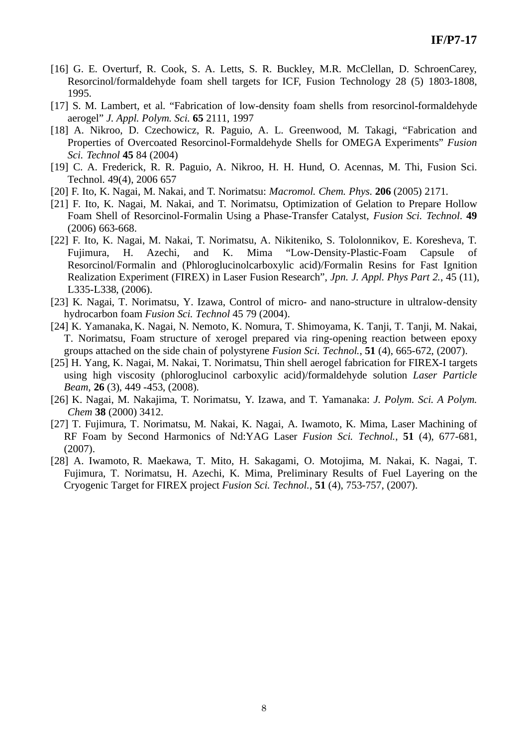[16] G. E. Overturf, R. Cook, S. A. Letts, S. R. Buckley, M.R. McClellan, D. SchroenCarey, Resorcinol/formaldehyde foam shell targets for ICF, Fusion Technology 28 (5) 1803-1808, 1995.

[17] S. M. Lambert, et al. "Fabrication of low-density foam shells from resorcinol-formaldehyde aerogel" *J. Appl. Polym. Sci.* **65** 2111, 1997

[18] A. Nikroo, D. Czechowicz, R. Paguio, A. L. Greenwood, M. Takagi, "Fabrication and Properties of Overcoated Resorcinol-Formaldehyde Shells for OMEGA Experiments" *Fusion Sci. Technol* **45** 84 (2004)

[19] C. A. Frederick, R. R. Paguio, A. Nikroo, H. H. Hund, O. Acennas, M. Thi, Fusion Sci. Technol. 49(4), 2006 657

[20] F. Ito, K. Nagai, M. Nakai, and T. Norimatsu: *Macromol. Chem. Phys.* **206** (2005) 2171.

[21] F. Ito, K. Nagai, M. Nakai, and T. Norimatsu, Optimization of Gelation to Prepare Hollow Foam Shell of Resorcinol-Formalin Using a Phase-Transfer Catalyst, *Fusion Sci. Technol*. **49** (2006) 663-668.

[22] F. Ito, K. Nagai, M. Nakai, T. Norimatsu, A. Nikiteniko, S. Tololonnikov, E. Koresheva, T. Fujimura, H. Azechi, and K. Mima "Low-Density-Plastic-Foam Capsule of Resorcinol/Formalin and (Phloroglucinolcarboxylic acid)/Formalin Resins for Fast Ignition Realization Experiment (FIREX) in Laser Fusion Research", *Jpn. J. Appl. Phys Part 2.*, 45 (11), L335-L338, (2006).

[23] K. Nagai, T. Norimatsu, Y. Izawa, Control of micro- and nano-structure in ultralow-density hydrocarbon foam *Fusion Sci. Technol* 45 79 (2004).

[24] K. Yamanaka, K. Nagai, N. Nemoto, K. Nomura, T. Shimoyama, K. Tanji, T. Tanji, M. Nakai, T. Norimatsu, Foam structure of xerogel prepared via ring-opening reaction between epoxy groups attached on the side chain of polystyrene *Fusion Sci. Technol.*, **51** (4), 665-672, (2007).

[25] H. Yang, K. Nagai, M. Nakai, T. Norimatsu, Thin shell aerogel fabrication for FIREX-I targets using high viscosity (phloroglucinol carboxylic acid)/formaldehyde solution *Laser Particle Beam*, **26** (3), 449 -453, (2008).

[26] K. Nagai, M. Nakajima, T. Norimatsu, Y. Izawa, and T. Yamanaka: *J. Polym. Sci. A Polym. Chem* **38** (2000) 3412.

[27] T. Fujimura, T. Norimatsu, M. Nakai, K. Nagai, A. Iwamoto, K. Mima, Laser Machining of RF Foam by Second Harmonics of Nd:YAG Laser *Fusion Sci. Technol.*, **51** (4), 677-681, (2007).

[28] A. Iwamoto, R. Maekawa, T. Mito, H. Sakagami, O. Motojima, M. Nakai, K. Nagai, T. Fujimura, T. Norimatsu, H. Azechi, K. Mima, Preliminary Results of Fuel Layering on the Cryogenic Target for FIREX project *Fusion Sci. Technol.*, **51** (4), 753-757, (2007).